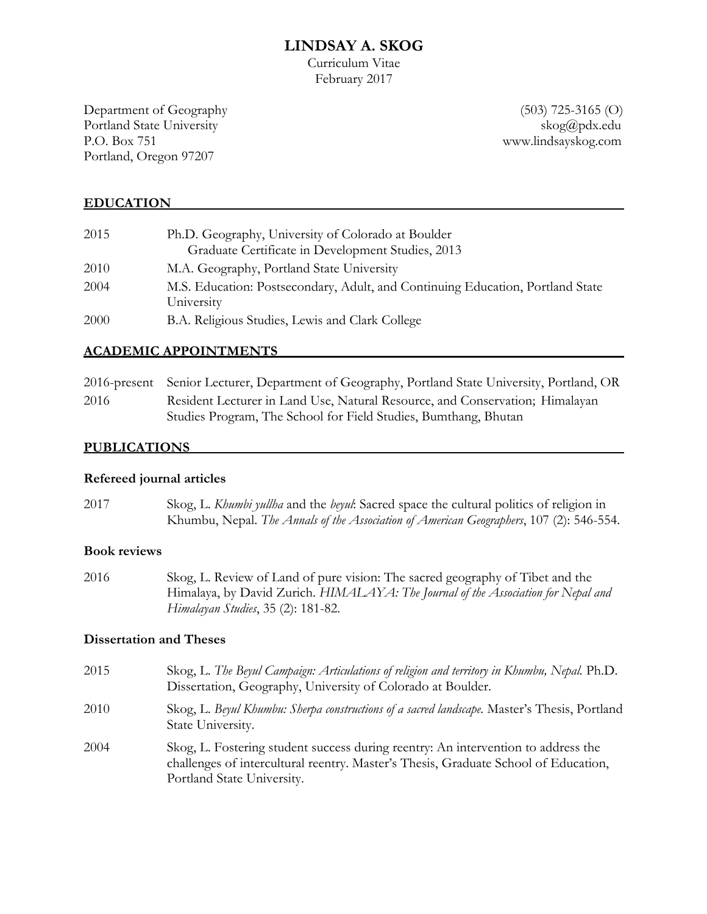# LINDSAY A. SKOG

Curriculum Vitae
February 2017

Department of Geography
Portland State University
P.O. Box 751
Portland, Oregon 97207

(503) 725-3165 (O)
skog@pdx.edu
www.lindsayskog.com

## EDUCATION

| | |
|---|---|
| 2015 | Ph.D. Geography, University of Colorado at Boulder<br>Graduate Certificate in Development Studies, 2013 |
| 2010 | M.A. Geography, Portland State University |
| 2004 | M.S. Education: Postsecondary, Adult, and Continuing Education, Portland State University |
| 2000 | B.A. Religious Studies, Lewis and Clark College |

## ACADEMIC APPOINTMENTS

| | |
|---|---|
| 2016-present | Senior Lecturer, Department of Geography, Portland State University, Portland, OR |
| 2016 | Resident Lecturer in Land Use, Natural Resource, and Conservation; Himalayan Studies Program, The School for Field Studies, Bumthang, Bhutan |

## PUBLICATIONS

### Refereed journal articles

2017 Skog, L. *Khumbi yullha* and the *beyul*: Sacred space the cultural politics of religion in Khumbu, Nepal. *The Annals of the Association of American Geographers*, 107 (2): 546-554.

### Book reviews

2016 Skog, L. Review of Land of pure vision: The sacred geography of Tibet and the Himalaya, by David Zurich. *HIMALAYA: The Journal of the Association for Nepal and Himalayan Studies*, 35 (2): 181-82.

### Dissertation and Theses

2015 Skog, L. *The Beyul Campaign: Articulations of religion and territory in Khumbu, Nepal.* Ph.D. Dissertation, Geography, University of Colorado at Boulder.

2010 Skog, L. *Beyul Khumbu: Sherpa constructions of a sacred landscape.* Master's Thesis, Portland State University.

2004 Skog, L. Fostering student success during reentry: An intervention to address the challenges of intercultural reentry. Master's Thesis, Graduate School of Education, Portland State University.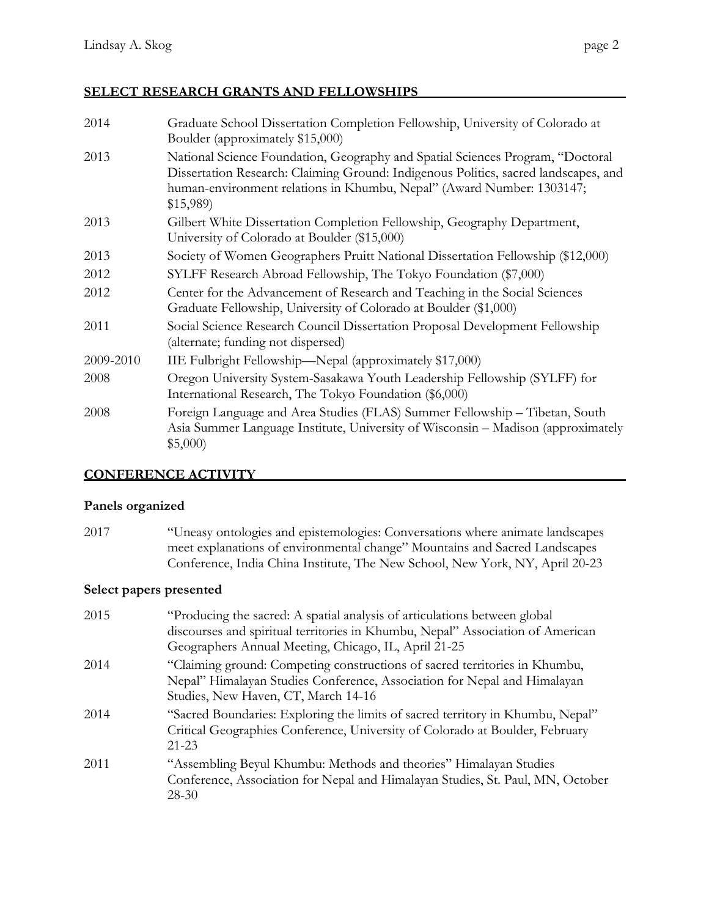## SELECT RESEARCH GRANTS AND FELLOWSHIPS

| | |
|---|---|
| 2014 | Graduate School Dissertation Completion Fellowship, University of Colorado at Boulder (approximately $15,000) |
| 2013 | National Science Foundation, Geography and Spatial Sciences Program, "Doctoral Dissertation Research: Claiming Ground: Indigenous Politics, sacred landscapes, and human-environment relations in Khumbu, Nepal" (Award Number: 1303147; $15,989) |
| 2013 | Gilbert White Dissertation Completion Fellowship, Geography Department, University of Colorado at Boulder ($15,000) |
| 2013 | Society of Women Geographers Pruitt National Dissertation Fellowship ($12,000) |
| 2012 | SYLFF Research Abroad Fellowship, The Tokyo Foundation ($7,000) |
| 2012 | Center for the Advancement of Research and Teaching in the Social Sciences Graduate Fellowship, University of Colorado at Boulder ($1,000) |
| 2011 | Social Science Research Council Dissertation Proposal Development Fellowship (alternate; funding not dispersed) |
| 2009-2010 | IIE Fulbright Fellowship—Nepal (approximately $17,000) |
| 2008 | Oregon University System-Sasakawa Youth Leadership Fellowship (SYLFF) for International Research, The Tokyo Foundation ($6,000) |
| 2008 | Foreign Language and Area Studies (FLAS) Summer Fellowship – Tibetan, South Asia Summer Language Institute, University of Wisconsin – Madison (approximately $5,000) |

## CONFERENCE ACTIVITY

### Panels organized

| | |
|---|---|
| 2017 | "Uneasy ontologies and epistemologies: Conversations where animate landscapes meet explanations of environmental change" Mountains and Sacred Landscapes Conference, India China Institute, The New School, New York, NY, April 20-23 |

### Select papers presented

| | |
|---|---|
| 2015 | "Producing the sacred: A spatial analysis of articulations between global discourses and spiritual territories in Khumbu, Nepal" Association of American Geographers Annual Meeting, Chicago, IL, April 21-25 |
| 2014 | "Claiming ground: Competing constructions of sacred territories in Khumbu, Nepal" Himalayan Studies Conference, Association for Nepal and Himalayan Studies, New Haven, CT, March 14-16 |
| 2014 | "Sacred Boundaries: Exploring the limits of sacred territory in Khumbu, Nepal" Critical Geographies Conference, University of Colorado at Boulder, February 21-23 |
| 2011 | "Assembling Beyul Khumbu: Methods and theories" Himalayan Studies Conference, Association for Nepal and Himalayan Studies, St. Paul, MN, October 28-30 |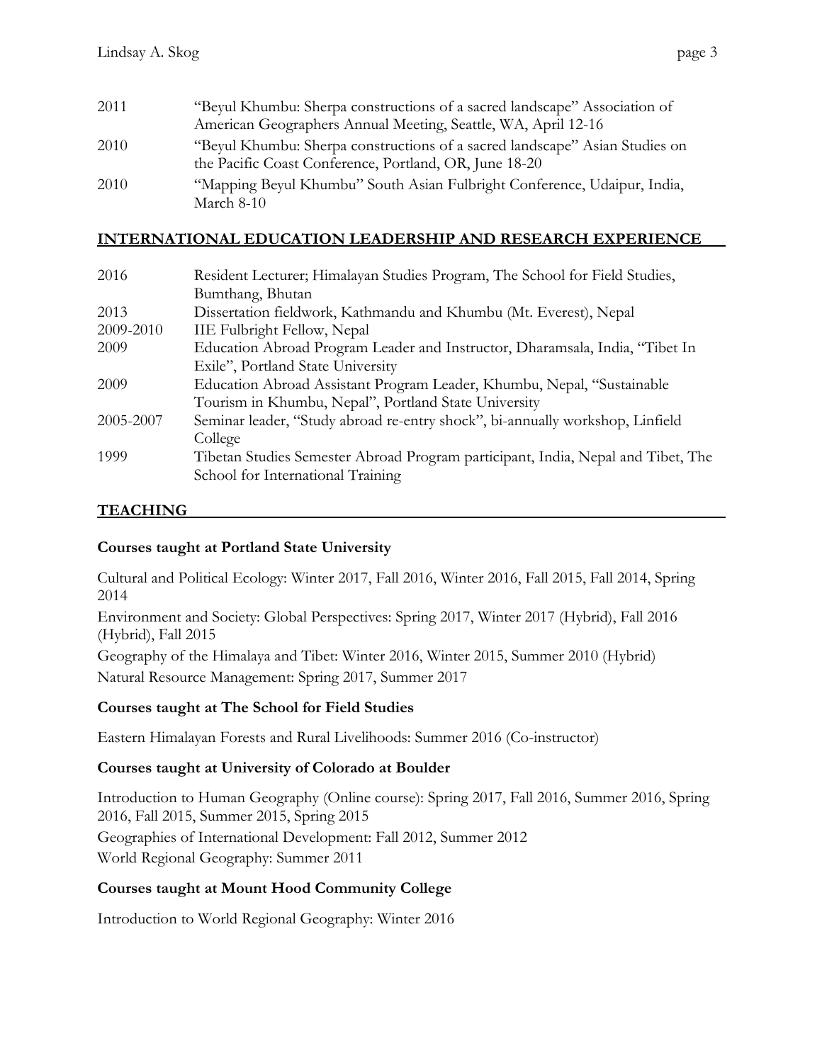| | |
|---|---|
| 2011 | "Beyul Khumbu: Sherpa constructions of a sacred landscape" Association of American Geographers Annual Meeting, Seattle, WA, April 12-16 |
| 2010 | "Beyul Khumbu: Sherpa constructions of a sacred landscape" Asian Studies on the Pacific Coast Conference, Portland, OR, June 18-20 |
| 2010 | "Mapping Beyul Khumbu" South Asian Fulbright Conference, Udaipur, India, March 8-10 |

## INTERNATIONAL EDUCATION LEADERSHIP AND RESEARCH EXPERIENCE

| | |
|---|---|
| 2016 | Resident Lecturer; Himalayan Studies Program, The School for Field Studies, Bumthang, Bhutan |
| 2013 | Dissertation fieldwork, Kathmandu and Khumbu (Mt. Everest), Nepal |
| 2009-2010 | IIE Fulbright Fellow, Nepal |
| 2009 | Education Abroad Program Leader and Instructor, Dharamsala, India, "Tibet In Exile", Portland State University |
| 2009 | Education Abroad Assistant Program Leader, Khumbu, Nepal, "Sustainable Tourism in Khumbu, Nepal", Portland State University |
| 2005-2007 | Seminar leader, "Study abroad re-entry shock", bi-annually workshop, Linfield College |
| 1999 | Tibetan Studies Semester Abroad Program participant, India, Nepal and Tibet, The School for International Training |

## TEACHING

### Courses taught at Portland State University

Cultural and Political Ecology: Winter 2017, Fall 2016, Winter 2016, Fall 2015, Fall 2014, Spring 2014

Environment and Society: Global Perspectives: Spring 2017, Winter 2017 (Hybrid), Fall 2016 (Hybrid), Fall 2015

Geography of the Himalaya and Tibet: Winter 2016, Winter 2015, Summer 2010 (Hybrid)

Natural Resource Management: Spring 2017, Summer 2017

### Courses taught at The School for Field Studies

Eastern Himalayan Forests and Rural Livelihoods: Summer 2016 (Co-instructor)

### Courses taught at University of Colorado at Boulder

Introduction to Human Geography (Online course): Spring 2017, Fall 2016, Summer 2016, Spring 2016, Fall 2015, Summer 2015, Spring 2015

Geographies of International Development: Fall 2012, Summer 2012

World Regional Geography: Summer 2011

### Courses taught at Mount Hood Community College

Introduction to World Regional Geography: Winter 2016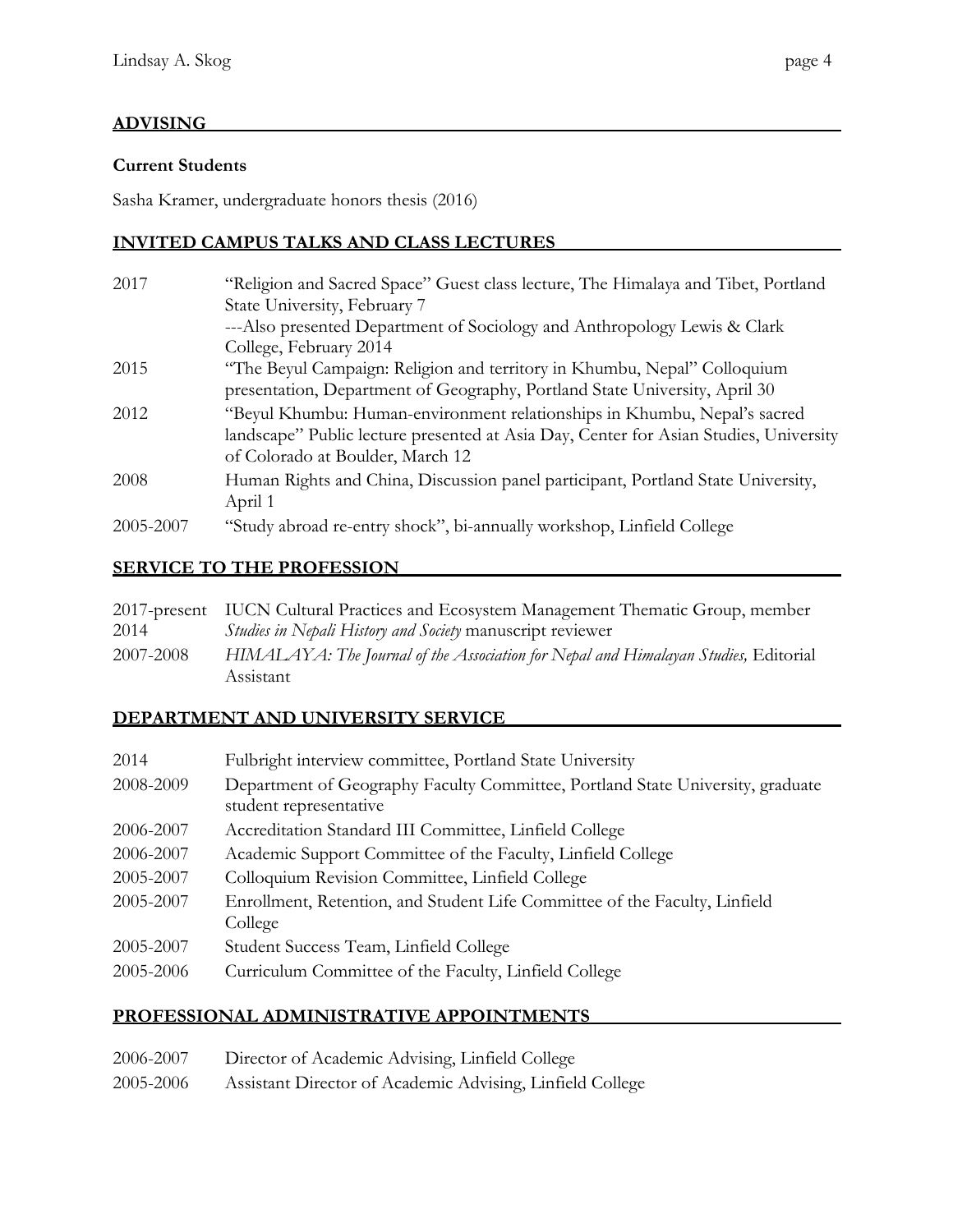## ADVISING

### Current Students

Sasha Kramer, undergraduate honors thesis (2016)

## INVITED CAMPUS TALKS AND CLASS LECTURES

| | |
|---|---|
| 2017 | "Religion and Sacred Space" Guest class lecture, The Himalaya and Tibet, Portland State University, February 7<br>---Also presented Department of Sociology and Anthropology Lewis & Clark College, February 2014 |
| 2015 | "The Beyul Campaign: Religion and territory in Khumbu, Nepal" Colloquium presentation, Department of Geography, Portland State University, April 30 |
| 2012 | "Beyul Khumbu: Human-environment relationships in Khumbu, Nepal's sacred landscape" Public lecture presented at Asia Day, Center for Asian Studies, University of Colorado at Boulder, March 12 |
| 2008 | Human Rights and China, Discussion panel participant, Portland State University, April 1 |
| 2005-2007 | "Study abroad re-entry shock", bi-annually workshop, Linfield College |

## SERVICE TO THE PROFESSION

| | |
|---|---|
| 2017-present | IUCN Cultural Practices and Ecosystem Management Thematic Group, member |
| 2014 | *Studies in Nepali History and Society* manuscript reviewer |
| 2007-2008 | *HIMALAYA: The Journal of the Association for Nepal and Himalayan Studies,* Editorial Assistant |

## DEPARTMENT AND UNIVERSITY SERVICE

| | |
|---|---|
| 2014 | Fulbright interview committee, Portland State University |
| 2008-2009 | Department of Geography Faculty Committee, Portland State University, graduate student representative |
| 2006-2007 | Accreditation Standard III Committee, Linfield College |
| 2006-2007 | Academic Support Committee of the Faculty, Linfield College |
| 2005-2007 | Colloquium Revision Committee, Linfield College |
| 2005-2007 | Enrollment, Retention, and Student Life Committee of the Faculty, Linfield College |
| 2005-2007 | Student Success Team, Linfield College |
| 2005-2006 | Curriculum Committee of the Faculty, Linfield College |

## PROFESSIONAL ADMINISTRATIVE APPOINTMENTS

| | |
|---|---|
| 2006-2007 | Director of Academic Advising, Linfield College |
| 2005-2006 | Assistant Director of Academic Advising, Linfield College |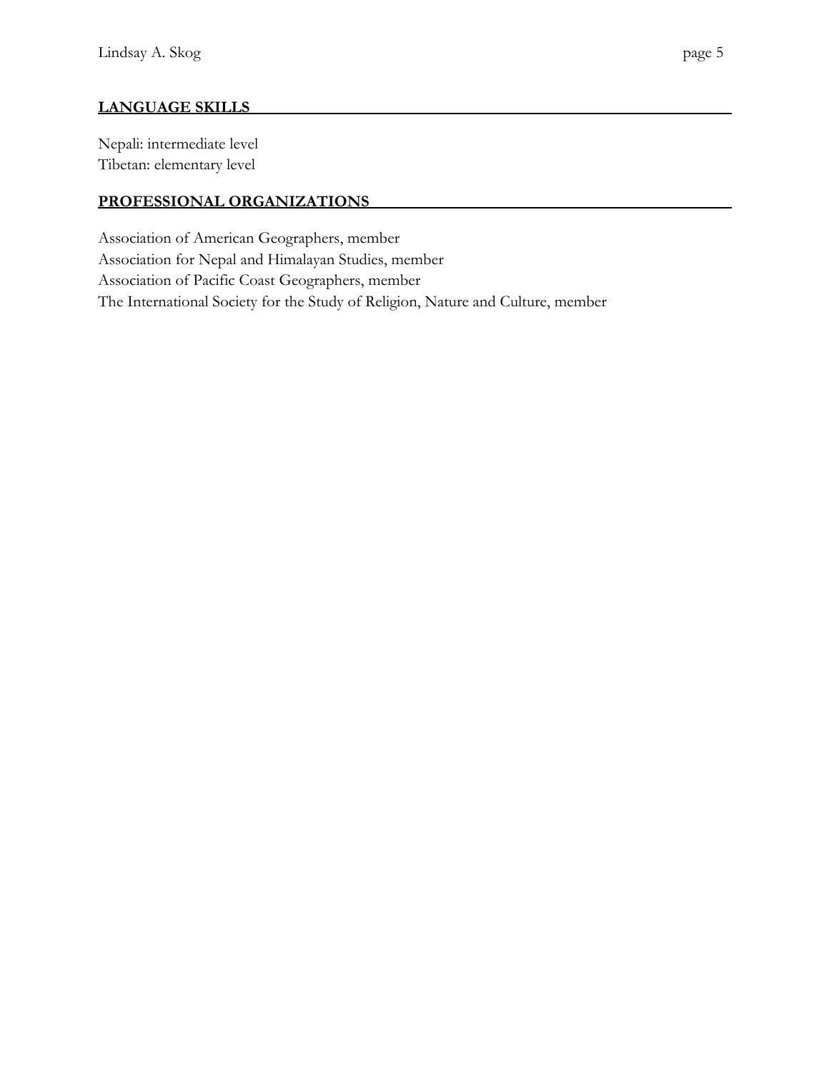## LANGUAGE SKILLS

Nepali: intermediate level
Tibetan: elementary level

## PROFESSIONAL ORGANIZATIONS

Association of American Geographers, member
Association for Nepal and Himalayan Studies, member
Association of Pacific Coast Geographers, member
The International Society for the Study of Religion, Nature and Culture, member